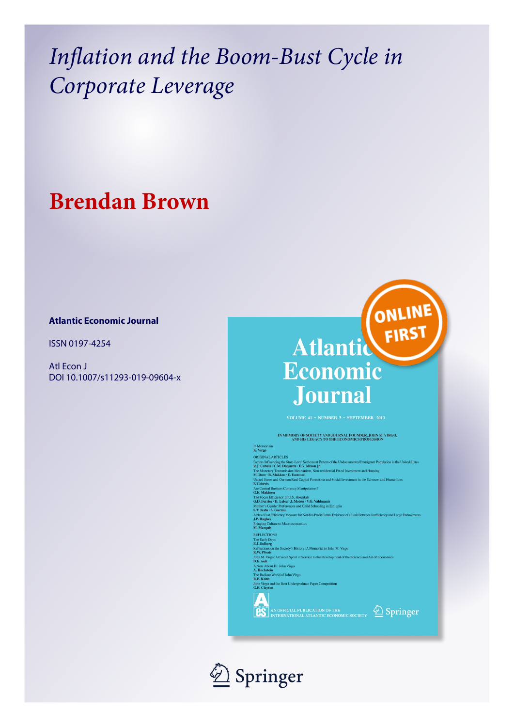# *Inflation and the Boom-Bust Cycle in Corporate Leverage*

## Brendan Brown

**Atlantic Economic Journal**

ISSN 0197-4254

Atl Econ J
DOI 10.1007/s11293-019-09604-x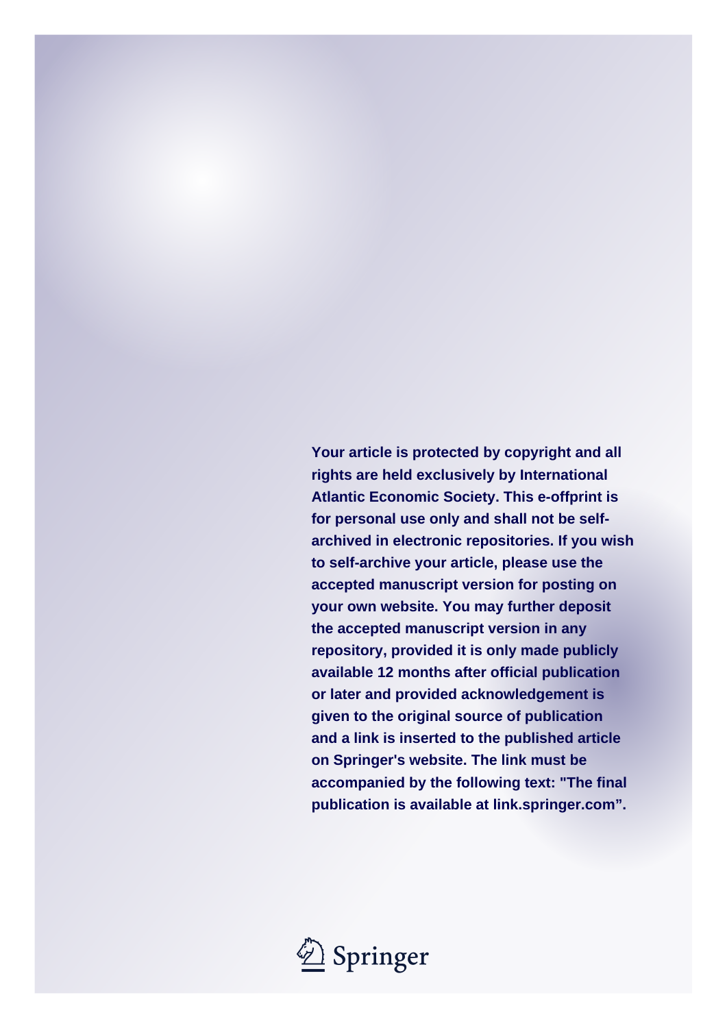**Your article is protected by copyright and all rights are held exclusively by International Atlantic Economic Society. This e-offprint is for personal use only and shall not be self-archived in electronic repositories. If you wish to self-archive your article, please use the accepted manuscript version for posting on your own website. You may further deposit the accepted manuscript version in any repository, provided it is only made publicly available 12 months after official publication or later and provided acknowledgement is given to the original source of publication and a link is inserted to the published article on Springer's website. The link must be accompanied by the following text: "The final publication is available at link.springer.com".**

Springer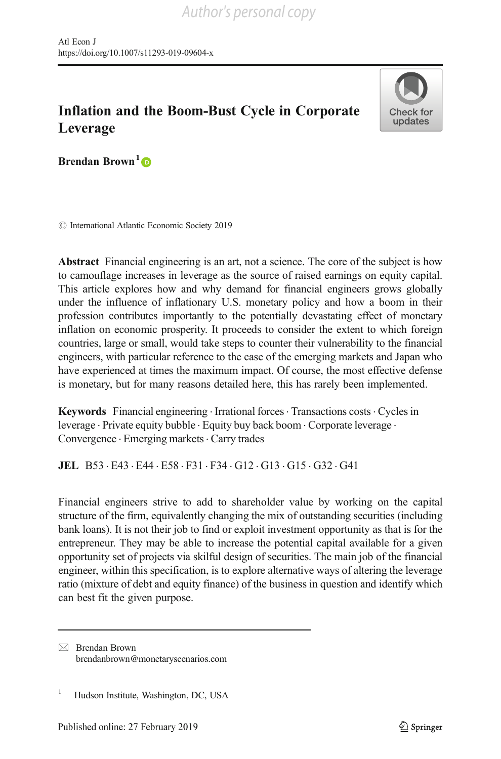# Inflation and the Boom-Bust Cycle in Corporate Leverage

**Brendan Brown**[1]

© International Atlantic Economic Society 2019

**Abstract** Financial engineering is an art, not a science. The core of the subject is how to camouflage increases in leverage as the source of raised earnings on equity capital. This article explores how and why demand for financial engineers grows globally under the influence of inflationary U.S. monetary policy and how a boom in their profession contributes importantly to the potentially devastating effect of monetary inflation on economic prosperity. It proceeds to consider the extent to which foreign countries, large or small, would take steps to counter their vulnerability to the financial engineers, with particular reference to the case of the emerging markets and Japan who have experienced at times the maximum impact. Of course, the most effective defense is monetary, but for many reasons detailed here, this has rarely been implemented.

**Keywords** Financial engineering · Irrational forces · Transactions costs · Cycles in leverage · Private equity bubble · Equity buy back boom · Corporate leverage · Convergence · Emerging markets · Carry trades

**JEL** B53 · E43 · E44 · E58 · F31 · F34 · G12 · G13 · G15 · G32 · G41

Financial engineers strive to add to shareholder value by working on the capital structure of the firm, equivalently changing the mix of outstanding securities (including bank loans). It is not their job to find or exploit investment opportunity as that is for the entrepreneur. They may be able to increase the potential capital available for a given opportunity set of projects via skilful design of securities. The main job of the financial engineer, within this specification, is to explore alternative ways of altering the leverage ratio (mixture of debt and equity finance) of the business in question and identify which can best fit the given purpose.

---

✉ Brendan Brown
brendanbrown@monetaryscenarios.com

[1] Hudson Institute, Washington, DC, USA

Published online: 27 February 2019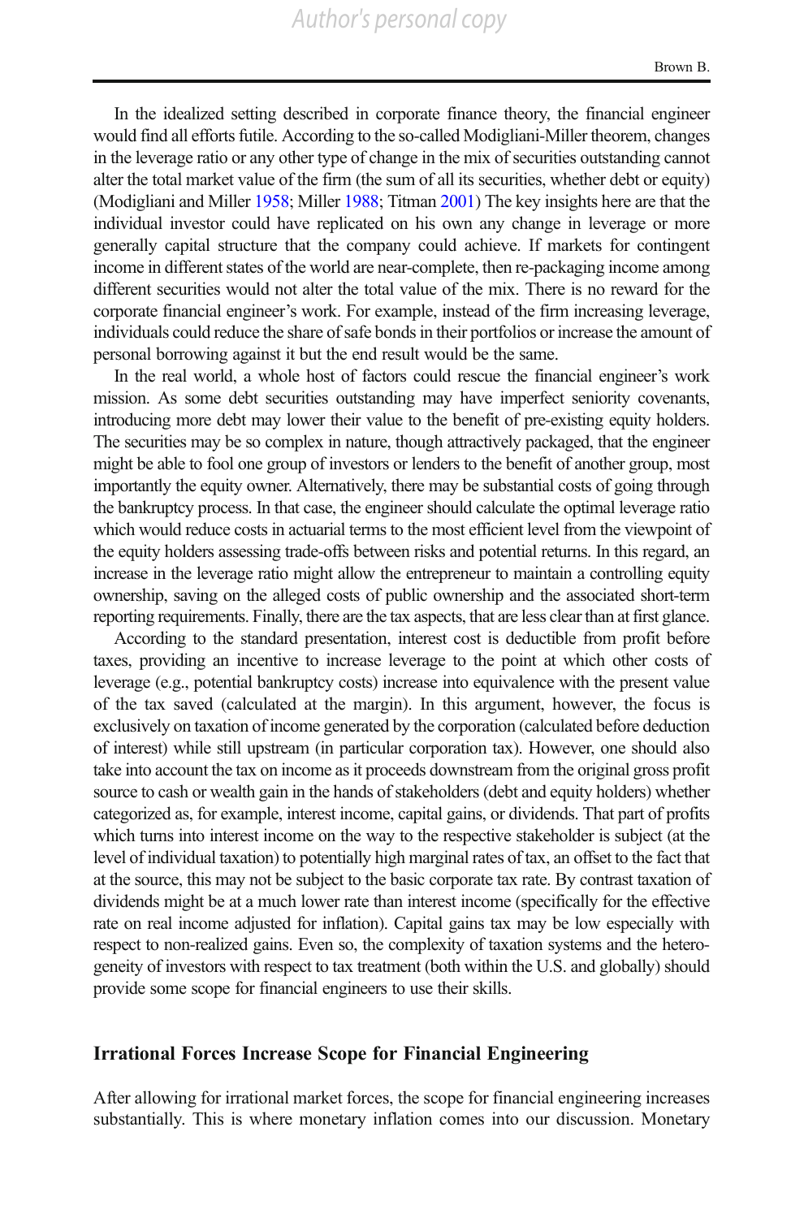In the idealized setting described in corporate finance theory, the financial engineer would find all efforts futile. According to the so-called Modigliani-Miller theorem, changes in the leverage ratio or any other type of change in the mix of securities outstanding cannot alter the total market value of the firm (the sum of all its securities, whether debt or equity) (Modigliani and Miller 1958; Miller 1988; Titman 2001) The key insights here are that the individual investor could have replicated on his own any change in leverage or more generally capital structure that the company could achieve. If markets for contingent income in different states of the world are near-complete, then re-packaging income among different securities would not alter the total value of the mix. There is no reward for the corporate financial engineer's work. For example, instead of the firm increasing leverage, individuals could reduce the share of safe bonds in their portfolios or increase the amount of personal borrowing against it but the end result would be the same.

In the real world, a whole host of factors could rescue the financial engineer's work mission. As some debt securities outstanding may have imperfect seniority covenants, introducing more debt may lower their value to the benefit of pre-existing equity holders. The securities may be so complex in nature, though attractively packaged, that the engineer might be able to fool one group of investors or lenders to the benefit of another group, most importantly the equity owner. Alternatively, there may be substantial costs of going through the bankruptcy process. In that case, the engineer should calculate the optimal leverage ratio which would reduce costs in actuarial terms to the most efficient level from the viewpoint of the equity holders assessing trade-offs between risks and potential returns. In this regard, an increase in the leverage ratio might allow the entrepreneur to maintain a controlling equity ownership, saving on the alleged costs of public ownership and the associated short-term reporting requirements. Finally, there are the tax aspects, that are less clear than at first glance.

According to the standard presentation, interest cost is deductible from profit before taxes, providing an incentive to increase leverage to the point at which other costs of leverage (e.g., potential bankruptcy costs) increase into equivalence with the present value of the tax saved (calculated at the margin). In this argument, however, the focus is exclusively on taxation of income generated by the corporation (calculated before deduction of interest) while still upstream (in particular corporation tax). However, one should also take into account the tax on income as it proceeds downstream from the original gross profit source to cash or wealth gain in the hands of stakeholders (debt and equity holders) whether categorized as, for example, interest income, capital gains, or dividends. That part of profits which turns into interest income on the way to the respective stakeholder is subject (at the level of individual taxation) to potentially high marginal rates of tax, an offset to the fact that at the source, this may not be subject to the basic corporate tax rate. By contrast taxation of dividends might be at a much lower rate than interest income (specifically for the effective rate on real income adjusted for inflation). Capital gains tax may be low especially with respect to non-realized gains. Even so, the complexity of taxation systems and the heterogeneity of investors with respect to tax treatment (both within the U.S. and globally) should provide some scope for financial engineers to use their skills.

## Irrational Forces Increase Scope for Financial Engineering

After allowing for irrational market forces, the scope for financial engineering increases substantially. This is where monetary inflation comes into our discussion. Monetary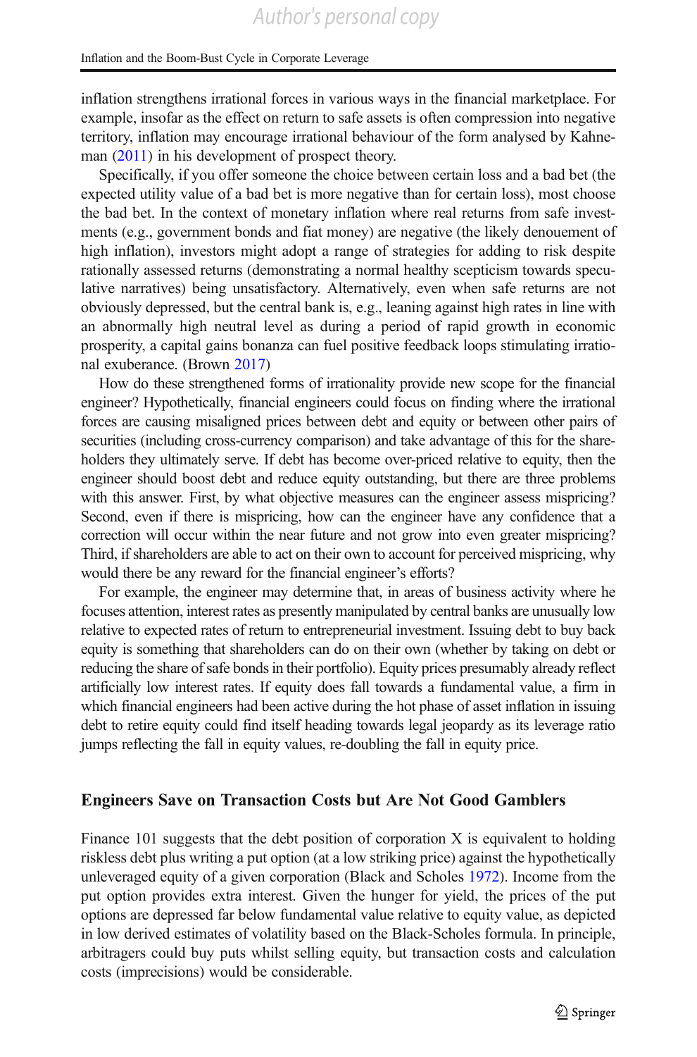inflation strengthens irrational forces in various ways in the financial marketplace. For example, insofar as the effect on return to safe assets is often compression into negative territory, inflation may encourage irrational behaviour of the form analysed by Kahneman (2011) in his development of prospect theory.

Specifically, if you offer someone the choice between certain loss and a bad bet (the expected utility value of a bad bet is more negative than for certain loss), most choose the bad bet. In the context of monetary inflation where real returns from safe investments (e.g., government bonds and fiat money) are negative (the likely denouement of high inflation), investors might adopt a range of strategies for adding to risk despite rationally assessed returns (demonstrating a normal healthy scepticism towards speculative narratives) being unsatisfactory. Alternatively, even when safe returns are not obviously depressed, but the central bank is, e.g., leaning against high rates in line with an abnormally high neutral level as during a period of rapid growth in economic prosperity, a capital gains bonanza can fuel positive feedback loops stimulating irrational exuberance. (Brown 2017)

How do these strengthened forms of irrationality provide new scope for the financial engineer? Hypothetically, financial engineers could focus on finding where the irrational forces are causing misaligned prices between debt and equity or between other pairs of securities (including cross-currency comparison) and take advantage of this for the shareholders they ultimately serve. If debt has become over-priced relative to equity, then the engineer should boost debt and reduce equity outstanding, but there are three problems with this answer. First, by what objective measures can the engineer assess mispricing? Second, even if there is mispricing, how can the engineer have any confidence that a correction will occur within the near future and not grow into even greater mispricing? Third, if shareholders are able to act on their own to account for perceived mispricing, why would there be any reward for the financial engineer's efforts?

For example, the engineer may determine that, in areas of business activity where he focuses attention, interest rates as presently manipulated by central banks are unusually low relative to expected rates of return to entrepreneurial investment. Issuing debt to buy back equity is something that shareholders can do on their own (whether by taking on debt or reducing the share of safe bonds in their portfolio). Equity prices presumably already reflect artificially low interest rates. If equity does fall towards a fundamental value, a firm in which financial engineers had been active during the hot phase of asset inflation in issuing debt to retire equity could find itself heading towards legal jeopardy as its leverage ratio jumps reflecting the fall in equity values, re-doubling the fall in equity price.

## Engineers Save on Transaction Costs but Are Not Good Gamblers

Finance 101 suggests that the debt position of corporation X is equivalent to holding riskless debt plus writing a put option (at a low striking price) against the hypothetically unleveraged equity of a given corporation (Black and Scholes 1972). Income from the put option provides extra interest. Given the hunger for yield, the prices of the put options are depressed far below fundamental value relative to equity value, as depicted in low derived estimates of volatility based on the Black-Scholes formula. In principle, arbitragers could buy puts whilst selling equity, but transaction costs and calculation costs (imprecisions) would be considerable.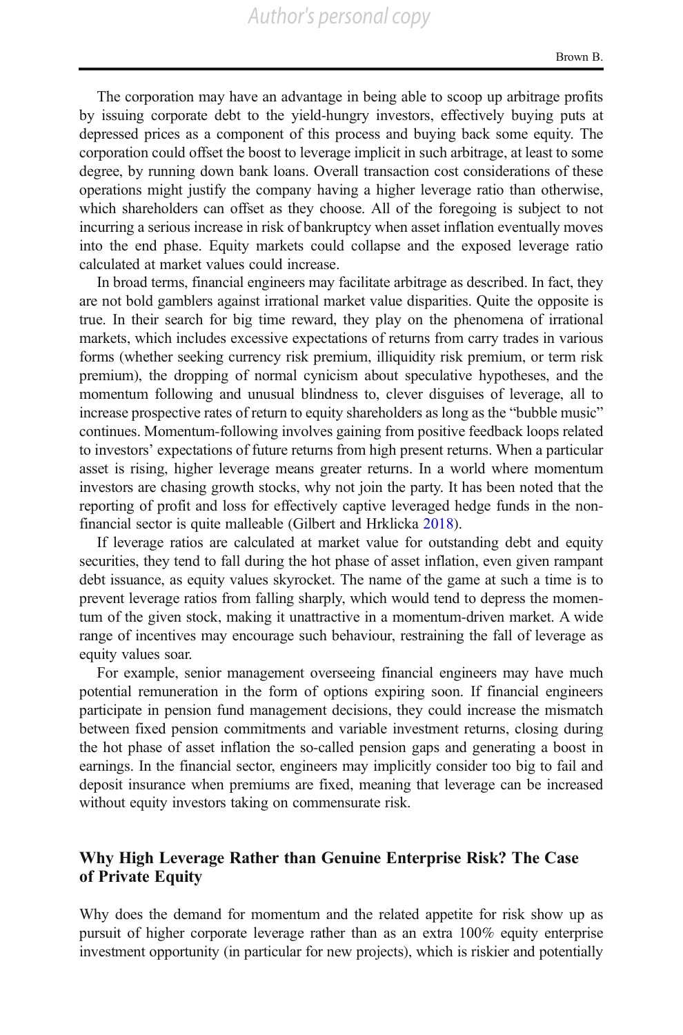The corporation may have an advantage in being able to scoop up arbitrage profits by issuing corporate debt to the yield-hungry investors, effectively buying puts at depressed prices as a component of this process and buying back some equity. The corporation could offset the boost to leverage implicit in such arbitrage, at least to some degree, by running down bank loans. Overall transaction cost considerations of these operations might justify the company having a higher leverage ratio than otherwise, which shareholders can offset as they choose. All of the foregoing is subject to not incurring a serious increase in risk of bankruptcy when asset inflation eventually moves into the end phase. Equity markets could collapse and the exposed leverage ratio calculated at market values could increase.

In broad terms, financial engineers may facilitate arbitrage as described. In fact, they are not bold gamblers against irrational market value disparities. Quite the opposite is true. In their search for big time reward, they play on the phenomena of irrational markets, which includes excessive expectations of returns from carry trades in various forms (whether seeking currency risk premium, illiquidity risk premium, or term risk premium), the dropping of normal cynicism about speculative hypotheses, and the momentum following and unusual blindness to, clever disguises of leverage, all to increase prospective rates of return to equity shareholders as long as the "bubble music" continues. Momentum-following involves gaining from positive feedback loops related to investors' expectations of future returns from high present returns. When a particular asset is rising, higher leverage means greater returns. In a world where momentum investors are chasing growth stocks, why not join the party. It has been noted that the reporting of profit and loss for effectively captive leveraged hedge funds in the non-financial sector is quite malleable (Gilbert and Hrklicka 2018).

If leverage ratios are calculated at market value for outstanding debt and equity securities, they tend to fall during the hot phase of asset inflation, even given rampant debt issuance, as equity values skyrocket. The name of the game at such a time is to prevent leverage ratios from falling sharply, which would tend to depress the momentum of the given stock, making it unattractive in a momentum-driven market. A wide range of incentives may encourage such behaviour, restraining the fall of leverage as equity values soar.

For example, senior management overseeing financial engineers may have much potential remuneration in the form of options expiring soon. If financial engineers participate in pension fund management decisions, they could increase the mismatch between fixed pension commitments and variable investment returns, closing during the hot phase of asset inflation the so-called pension gaps and generating a boost in earnings. In the financial sector, engineers may implicitly consider too big to fail and deposit insurance when premiums are fixed, meaning that leverage can be increased without equity investors taking on commensurate risk.

## Why High Leverage Rather than Genuine Enterprise Risk? The Case of Private Equity

Why does the demand for momentum and the related appetite for risk show up as pursuit of higher corporate leverage rather than as an extra 100% equity enterprise investment opportunity (in particular for new projects), which is riskier and potentially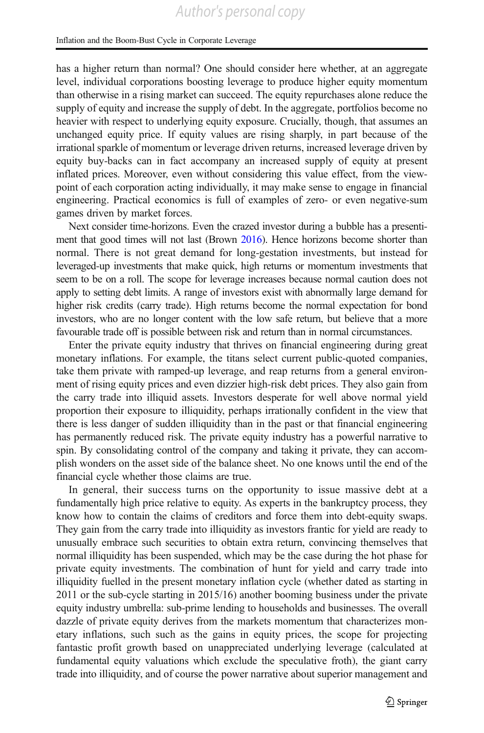has a higher return than normal? One should consider here whether, at an aggregate level, individual corporations boosting leverage to produce higher equity momentum than otherwise in a rising market can succeed. The equity repurchases alone reduce the supply of equity and increase the supply of debt. In the aggregate, portfolios become no heavier with respect to underlying equity exposure. Crucially, though, that assumes an unchanged equity price. If equity values are rising sharply, in part because of the irrational sparkle of momentum or leverage driven returns, increased leverage driven by equity buy-backs can in fact accompany an increased supply of equity at present inflated prices. Moreover, even without considering this value effect, from the viewpoint of each corporation acting individually, it may make sense to engage in financial engineering. Practical economics is full of examples of zero- or even negative-sum games driven by market forces.

Next consider time-horizons. Even the crazed investor during a bubble has a presentiment that good times will not last (Brown 2016). Hence horizons become shorter than normal. There is not great demand for long-gestation investments, but instead for leveraged-up investments that make quick, high returns or momentum investments that seem to be on a roll. The scope for leverage increases because normal caution does not apply to setting debt limits. A range of investors exist with abnormally large demand for higher risk credits (carry trade). High returns become the normal expectation for bond investors, who are no longer content with the low safe return, but believe that a more favourable trade off is possible between risk and return than in normal circumstances.

Enter the private equity industry that thrives on financial engineering during great monetary inflations. For example, the titans select current public-quoted companies, take them private with ramped-up leverage, and reap returns from a general environment of rising equity prices and even dizzier high-risk debt prices. They also gain from the carry trade into illiquid assets. Investors desperate for well above normal yield proportion their exposure to illiquidity, perhaps irrationally confident in the view that there is less danger of sudden illiquidity than in the past or that financial engineering has permanently reduced risk. The private equity industry has a powerful narrative to spin. By consolidating control of the company and taking it private, they can accomplish wonders on the asset side of the balance sheet. No one knows until the end of the financial cycle whether those claims are true.

In general, their success turns on the opportunity to issue massive debt at a fundamentally high price relative to equity. As experts in the bankruptcy process, they know how to contain the claims of creditors and force them into debt-equity swaps. They gain from the carry trade into illiquidity as investors frantic for yield are ready to unusually embrace such securities to obtain extra return, convincing themselves that normal illiquidity has been suspended, which may be the case during the hot phase for private equity investments. The combination of hunt for yield and carry trade into illiquidity fuelled in the present monetary inflation cycle (whether dated as starting in 2011 or the sub-cycle starting in 2015/16) another booming business under the private equity industry umbrella: sub-prime lending to households and businesses. The overall dazzle of private equity derives from the markets momentum that characterizes monetary inflations, such such as the gains in equity prices, the scope for projecting fantastic profit growth based on unappreciated underlying leverage (calculated at fundamental equity valuations which exclude the speculative froth), the giant carry trade into illiquidity, and of course the power narrative about superior management and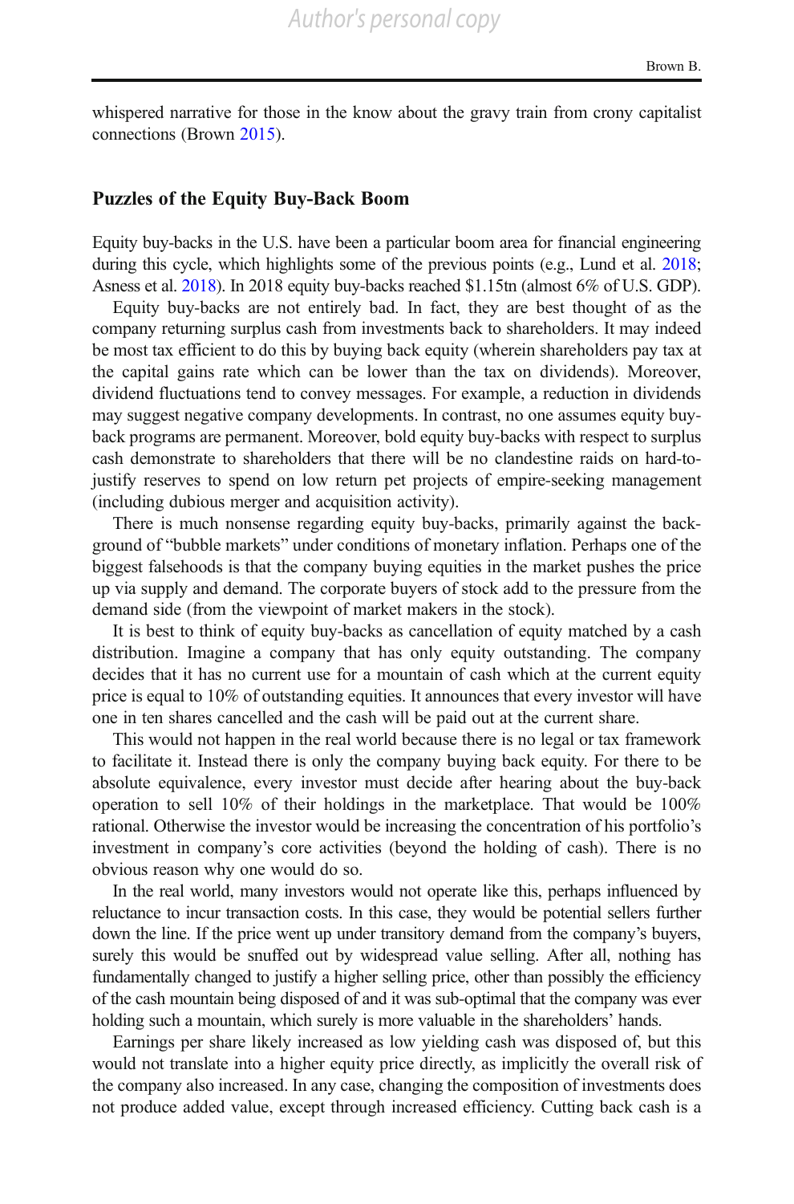whispered narrative for those in the know about the gravy train from crony capitalist connections (Brown 2015).

## Puzzles of the Equity Buy-Back Boom

Equity buy-backs in the U.S. have been a particular boom area for financial engineering during this cycle, which highlights some of the previous points (e.g., Lund et al. 2018; Asness et al. 2018). In 2018 equity buy-backs reached $1.15tn (almost 6% of U.S. GDP).

Equity buy-backs are not entirely bad. In fact, they are best thought of as the company returning surplus cash from investments back to shareholders. It may indeed be most tax efficient to do this by buying back equity (wherein shareholders pay tax at the capital gains rate which can be lower than the tax on dividends). Moreover, dividend fluctuations tend to convey messages. For example, a reduction in dividends may suggest negative company developments. In contrast, no one assumes equity buy-back programs are permanent. Moreover, bold equity buy-backs with respect to surplus cash demonstrate to shareholders that there will be no clandestine raids on hard-to-justify reserves to spend on low return pet projects of empire-seeking management (including dubious merger and acquisition activity).

There is much nonsense regarding equity buy-backs, primarily against the background of "bubble markets" under conditions of monetary inflation. Perhaps one of the biggest falsehoods is that the company buying equities in the market pushes the price up via supply and demand. The corporate buyers of stock add to the pressure from the demand side (from the viewpoint of market makers in the stock).

It is best to think of equity buy-backs as cancellation of equity matched by a cash distribution. Imagine a company that has only equity outstanding. The company decides that it has no current use for a mountain of cash which at the current equity price is equal to 10% of outstanding equities. It announces that every investor will have one in ten shares cancelled and the cash will be paid out at the current share.

This would not happen in the real world because there is no legal or tax framework to facilitate it. Instead there is only the company buying back equity. For there to be absolute equivalence, every investor must decide after hearing about the buy-back operation to sell 10% of their holdings in the marketplace. That would be 100% rational. Otherwise the investor would be increasing the concentration of his portfolio's investment in company's core activities (beyond the holding of cash). There is no obvious reason why one would do so.

In the real world, many investors would not operate like this, perhaps influenced by reluctance to incur transaction costs. In this case, they would be potential sellers further down the line. If the price went up under transitory demand from the company's buyers, surely this would be snuffed out by widespread value selling. After all, nothing has fundamentally changed to justify a higher selling price, other than possibly the efficiency of the cash mountain being disposed of and it was sub-optimal that the company was ever holding such a mountain, which surely is more valuable in the shareholders' hands.

Earnings per share likely increased as low yielding cash was disposed of, but this would not translate into a higher equity price directly, as implicitly the overall risk of the company also increased. In any case, changing the composition of investments does not produce added value, except through increased efficiency. Cutting back cash is a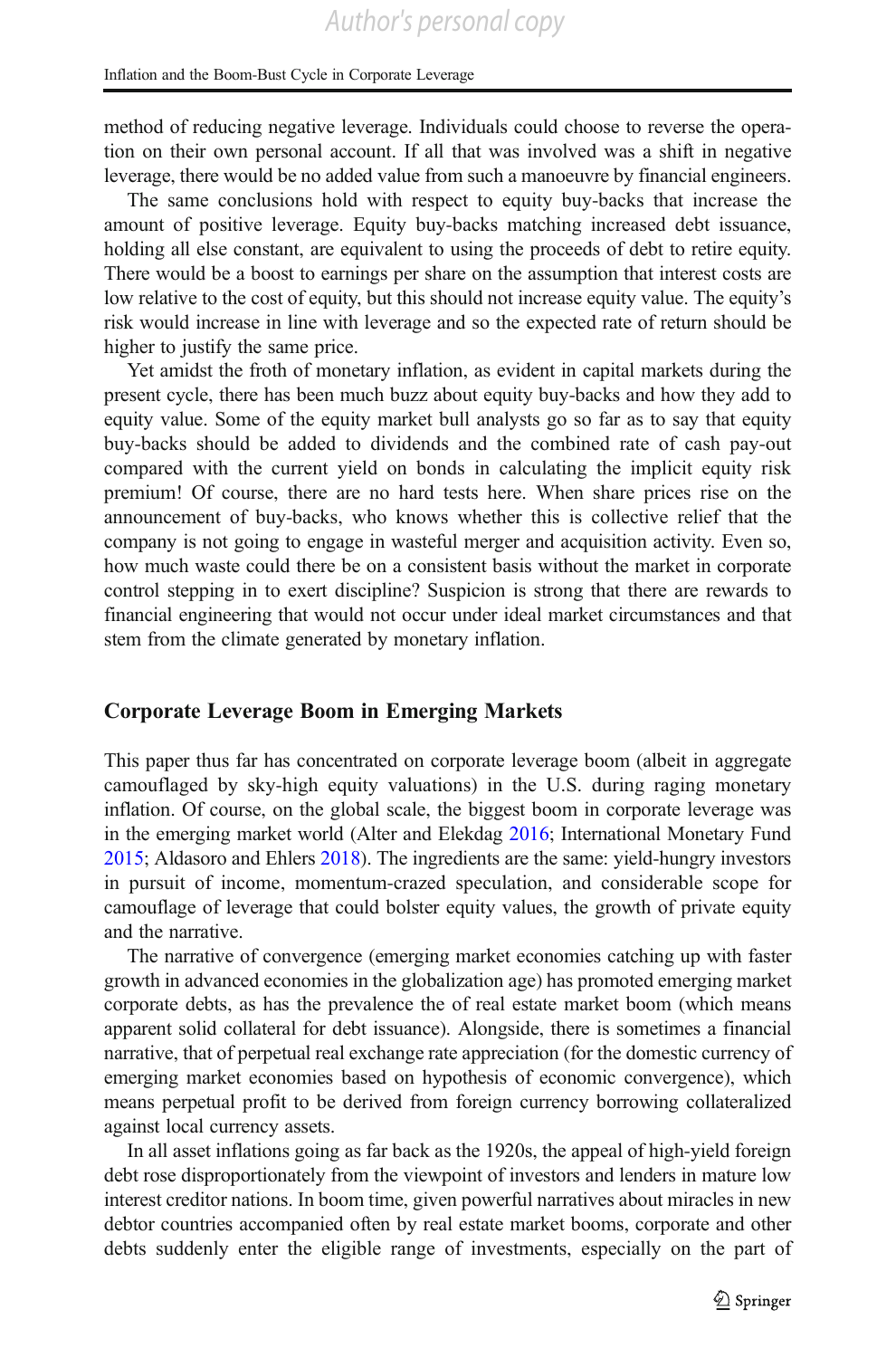method of reducing negative leverage. Individuals could choose to reverse the operation on their own personal account. If all that was involved was a shift in negative leverage, there would be no added value from such a manoeuvre by financial engineers.

The same conclusions hold with respect to equity buy-backs that increase the amount of positive leverage. Equity buy-backs matching increased debt issuance, holding all else constant, are equivalent to using the proceeds of debt to retire equity. There would be a boost to earnings per share on the assumption that interest costs are low relative to the cost of equity, but this should not increase equity value. The equity's risk would increase in line with leverage and so the expected rate of return should be higher to justify the same price.

Yet amidst the froth of monetary inflation, as evident in capital markets during the present cycle, there has been much buzz about equity buy-backs and how they add to equity value. Some of the equity market bull analysts go so far as to say that equity buy-backs should be added to dividends and the combined rate of cash pay-out compared with the current yield on bonds in calculating the implicit equity risk premium! Of course, there are no hard tests here. When share prices rise on the announcement of buy-backs, who knows whether this is collective relief that the company is not going to engage in wasteful merger and acquisition activity. Even so, how much waste could there be on a consistent basis without the market in corporate control stepping in to exert discipline? Suspicion is strong that there are rewards to financial engineering that would not occur under ideal market circumstances and that stem from the climate generated by monetary inflation.

## Corporate Leverage Boom in Emerging Markets

This paper thus far has concentrated on corporate leverage boom (albeit in aggregate camouflaged by sky-high equity valuations) in the U.S. during raging monetary inflation. Of course, on the global scale, the biggest boom in corporate leverage was in the emerging market world (Alter and Elekdag 2016; International Monetary Fund 2015; Aldasoro and Ehlers 2018). The ingredients are the same: yield-hungry investors in pursuit of income, momentum-crazed speculation, and considerable scope for camouflage of leverage that could bolster equity values, the growth of private equity and the narrative.

The narrative of convergence (emerging market economies catching up with faster growth in advanced economies in the globalization age) has promoted emerging market corporate debts, as has the prevalence the of real estate market boom (which means apparent solid collateral for debt issuance). Alongside, there is sometimes a financial narrative, that of perpetual real exchange rate appreciation (for the domestic currency of emerging market economies based on hypothesis of economic convergence), which means perpetual profit to be derived from foreign currency borrowing collateralized against local currency assets.

In all asset inflations going as far back as the 1920s, the appeal of high-yield foreign debt rose disproportionately from the viewpoint of investors and lenders in mature low interest creditor nations. In boom time, given powerful narratives about miracles in new debtor countries accompanied often by real estate market booms, corporate and other debts suddenly enter the eligible range of investments, especially on the part of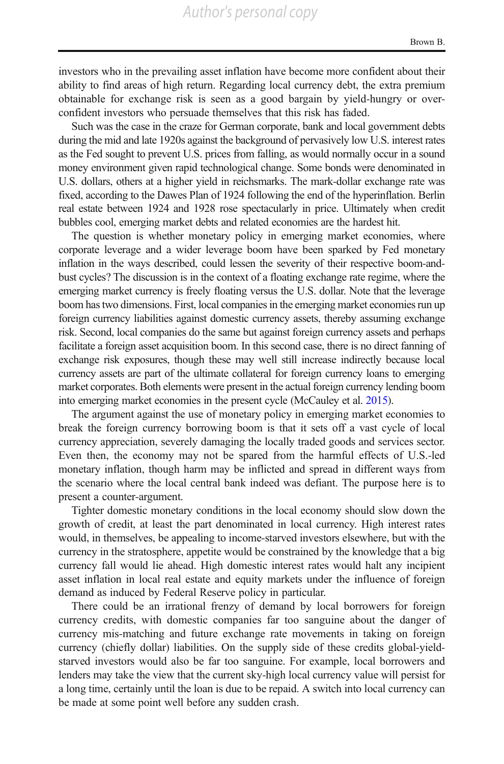investors who in the prevailing asset inflation have become more confident about their ability to find areas of high return. Regarding local currency debt, the extra premium obtainable for exchange risk is seen as a good bargain by yield-hungry or over-confident investors who persuade themselves that this risk has faded.

Such was the case in the craze for German corporate, bank and local government debts during the mid and late 1920s against the background of pervasively low U.S. interest rates as the Fed sought to prevent U.S. prices from falling, as would normally occur in a sound money environment given rapid technological change. Some bonds were denominated in U.S. dollars, others at a higher yield in reichsmarks. The mark-dollar exchange rate was fixed, according to the Dawes Plan of 1924 following the end of the hyperinflation. Berlin real estate between 1924 and 1928 rose spectacularly in price. Ultimately when credit bubbles cool, emerging market debts and related economies are the hardest hit.

The question is whether monetary policy in emerging market economies, where corporate leverage and a wider leverage boom have been sparked by Fed monetary inflation in the ways described, could lessen the severity of their respective boom-and-bust cycles? The discussion is in the context of a floating exchange rate regime, where the emerging market currency is freely floating versus the U.S. dollar. Note that the leverage boom has two dimensions. First, local companies in the emerging market economies run up foreign currency liabilities against domestic currency assets, thereby assuming exchange risk. Second, local companies do the same but against foreign currency assets and perhaps facilitate a foreign asset acquisition boom. In this second case, there is no direct fanning of exchange risk exposures, though these may well still increase indirectly because local currency assets are part of the ultimate collateral for foreign currency loans to emerging market corporates. Both elements were present in the actual foreign currency lending boom into emerging market economies in the present cycle (McCauley et al. 2015).

The argument against the use of monetary policy in emerging market economies to break the foreign currency borrowing boom is that it sets off a vast cycle of local currency appreciation, severely damaging the locally traded goods and services sector. Even then, the economy may not be spared from the harmful effects of U.S.-led monetary inflation, though harm may be inflicted and spread in different ways from the scenario where the local central bank indeed was defiant. The purpose here is to present a counter-argument.

Tighter domestic monetary conditions in the local economy should slow down the growth of credit, at least the part denominated in local currency. High interest rates would, in themselves, be appealing to income-starved investors elsewhere, but with the currency in the stratosphere, appetite would be constrained by the knowledge that a big currency fall would lie ahead. High domestic interest rates would halt any incipient asset inflation in local real estate and equity markets under the influence of foreign demand as induced by Federal Reserve policy in particular.

There could be an irrational frenzy of demand by local borrowers for foreign currency credits, with domestic companies far too sanguine about the danger of currency mis-matching and future exchange rate movements in taking on foreign currency (chiefly dollar) liabilities. On the supply side of these credits global-yield-starved investors would also be far too sanguine. For example, local borrowers and lenders may take the view that the current sky-high local currency value will persist for a long time, certainly until the loan is due to be repaid. A switch into local currency can be made at some point well before any sudden crash.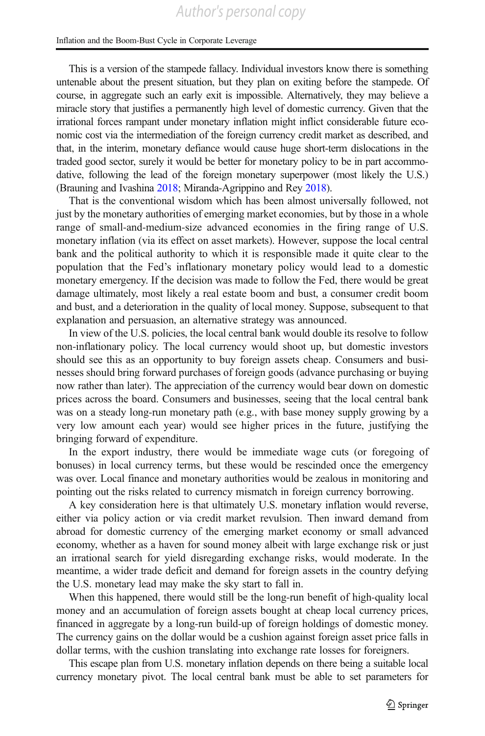This is a version of the stampede fallacy. Individual investors know there is something untenable about the present situation, but they plan on exiting before the stampede. Of course, in aggregate such an early exit is impossible. Alternatively, they may believe a miracle story that justifies a permanently high level of domestic currency. Given that the irrational forces rampant under monetary inflation might inflict considerable future economic cost via the intermediation of the foreign currency credit market as described, and that, in the interim, monetary defiance would cause huge short-term dislocations in the traded good sector, surely it would be better for monetary policy to be in part accommodative, following the lead of the foreign monetary superpower (most likely the U.S.) (Brauning and Ivashina 2018; Miranda-Agrippino and Rey 2018).

That is the conventional wisdom which has been almost universally followed, not just by the monetary authorities of emerging market economies, but by those in a whole range of small-and-medium-size advanced economies in the firing range of U.S. monetary inflation (via its effect on asset markets). However, suppose the local central bank and the political authority to which it is responsible made it quite clear to the population that the Fed's inflationary monetary policy would lead to a domestic monetary emergency. If the decision was made to follow the Fed, there would be great damage ultimately, most likely a real estate boom and bust, a consumer credit boom and bust, and a deterioration in the quality of local money. Suppose, subsequent to that explanation and persuasion, an alternative strategy was announced.

In view of the U.S. policies, the local central bank would double its resolve to follow non-inflationary policy. The local currency would shoot up, but domestic investors should see this as an opportunity to buy foreign assets cheap. Consumers and businesses should bring forward purchases of foreign goods (advance purchasing or buying now rather than later). The appreciation of the currency would bear down on domestic prices across the board. Consumers and businesses, seeing that the local central bank was on a steady long-run monetary path (e.g., with base money supply growing by a very low amount each year) would see higher prices in the future, justifying the bringing forward of expenditure.

In the export industry, there would be immediate wage cuts (or foregoing of bonuses) in local currency terms, but these would be rescinded once the emergency was over. Local finance and monetary authorities would be zealous in monitoring and pointing out the risks related to currency mismatch in foreign currency borrowing.

A key consideration here is that ultimately U.S. monetary inflation would reverse, either via policy action or via credit market revulsion. Then inward demand from abroad for domestic currency of the emerging market economy or small advanced economy, whether as a haven for sound money albeit with large exchange risk or just an irrational search for yield disregarding exchange risks, would moderate. In the meantime, a wider trade deficit and demand for foreign assets in the country defying the U.S. monetary lead may make the sky start to fall in.

When this happened, there would still be the long-run benefit of high-quality local money and an accumulation of foreign assets bought at cheap local currency prices, financed in aggregate by a long-run build-up of foreign holdings of domestic money. The currency gains on the dollar would be a cushion against foreign asset price falls in dollar terms, with the cushion translating into exchange rate losses for foreigners.

This escape plan from U.S. monetary inflation depends on there being a suitable local currency monetary pivot. The local central bank must be able to set parameters for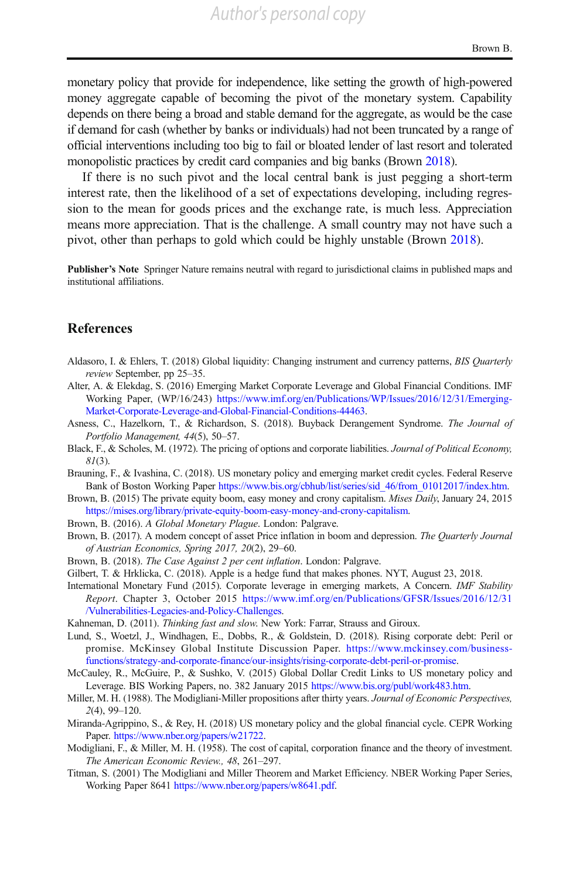monetary policy that provide for independence, like setting the growth of high-powered money aggregate capable of becoming the pivot of the monetary system. Capability depends on there being a broad and stable demand for the aggregate, as would be the case if demand for cash (whether by banks or individuals) had not been truncated by a range of official interventions including too big to fail or bloated lender of last resort and tolerated monopolistic practices by credit card companies and big banks (Brown 2018).

If there is no such pivot and the local central bank is just pegging a short-term interest rate, then the likelihood of a set of expectations developing, including regression to the mean for goods prices and the exchange rate, is much less. Appreciation means more appreciation. That is the challenge. A small country may not have such a pivot, other than perhaps to gold which could be highly unstable (Brown 2018).

**Publisher's Note** Springer Nature remains neutral with regard to jurisdictional claims in published maps and institutional affiliations.

## References

Aldasoro, I. & Ehlers, T. (2018) Global liquidity: Changing instrument and currency patterns, *BIS Quarterly review* September, pp 25–35.

Alter, A. & Elekdag, S. (2016) Emerging Market Corporate Leverage and Global Financial Conditions. IMF Working Paper, (WP/16/243) https://www.imf.org/en/Publications/WP/Issues/2016/12/31/Emerging-Market-Corporate-Leverage-and-Global-Financial-Conditions-44463.

Asness, C., Hazelkorn, T., & Richardson, S. (2018). Buyback Derangement Syndrome. *The Journal of Portfolio Management, 44*(5), 50–57.

Black, F., & Scholes, M. (1972). The pricing of options and corporate liabilities. *Journal of Political Economy, 81*(3).

Brauning, F., & Ivashina, C. (2018). US monetary policy and emerging market credit cycles. Federal Reserve Bank of Boston Working Paper https://www.bis.org/cbhub/list/series/sid_46/from_01012017/index.htm.

Brown, B. (2015) The private equity boom, easy money and crony capitalism. *Mises Daily*, January 24, 2015 https://mises.org/library/private-equity-boom-easy-money-and-crony-capitalism.

Brown, B. (2016). *A Global Monetary Plague*. London: Palgrave.

Brown, B. (2017). A modern concept of asset Price inflation in boom and depression. *The Quarterly Journal of Austrian Economics, Spring 2017, 20*(2), 29–60.

Brown, B. (2018). *The Case Against 2 per cent inflation*. London: Palgrave.

Gilbert, T. & Hrklicka, C. (2018). Apple is a hedge fund that makes phones. NYT, August 23, 2018.

International Monetary Fund (2015). Corporate leverage in emerging markets, A Concern. *IMF Stability Report*. Chapter 3, October 2015 https://www.imf.org/en/Publications/GFSR/Issues/2016/12/31/Vulnerabilities-Legacies-and-Policy-Challenges.

Kahneman, D. (2011). *Thinking fast and slow.* New York: Farrar, Strauss and Giroux.

Lund, S., Woetzl, J., Windhagen, E., Dobbs, R., & Goldstein, D. (2018). Rising corporate debt: Peril or promise. McKinsey Global Institute Discussion Paper. https://www.mckinsey.com/business-functions/strategy-and-corporate-finance/our-insights/rising-corporate-debt-peril-or-promise.

McCauley, R., McGuire, P., & Sushko, V. (2015) Global Dollar Credit Links to US monetary policy and Leverage. BIS Working Papers, no. 382 January 2015 https://www.bis.org/publ/work483.htm.

Miller, M. H. (1988). The Modigliani-Miller propositions after thirty years. *Journal of Economic Perspectives, 2*(4), 99–120.

Miranda-Agrippino, S., & Rey, H. (2018) US monetary policy and the global financial cycle. CEPR Working Paper. https://www.nber.org/papers/w21722.

Modigliani, F., & Miller, M. H. (1958). The cost of capital, corporation finance and the theory of investment. *The American Economic Review., 48*, 261–297.

Titman, S. (2001) The Modigliani and Miller Theorem and Market Efficiency. NBER Working Paper Series, Working Paper 8641 https://www.nber.org/papers/w8641.pdf.